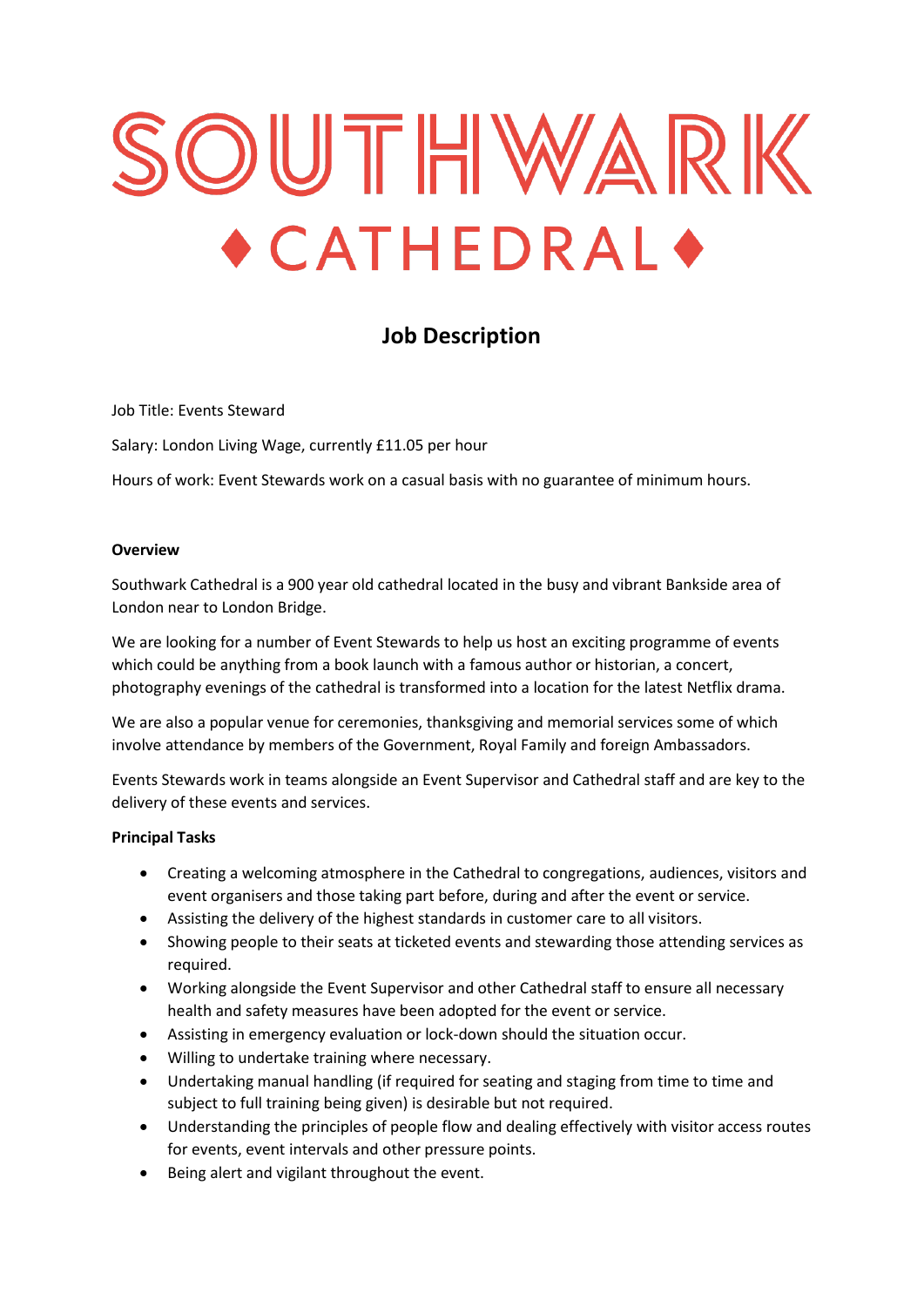# SOUTHWARK ♦ CATHEDRAL ♦

## Job Description

Job Title: Events Steward

Salary: London Living Wage, currently £11.05 per hour

Hours of work: Event Stewards work on a casual basis with no guarantee of minimum hours.

**Overview**

Southwark Cathedral is a 900 year old cathedral located in the busy and vibrant Bankside area of London near to London Bridge.

We are looking for a number of Event Stewards to help us host an exciting programme of events which could be anything from a book launch with a famous author or historian, a concert, photography evenings of the cathedral is transformed into a location for the latest Netflix drama.

We are also a popular venue for ceremonies, thanksgiving and memorial services some of which involve attendance by members of the Government, Royal Family and foreign Ambassadors.

Events Stewards work in teams alongside an Event Supervisor and Cathedral staff and are key to the delivery of these events and services.

**Principal Tasks**

- Creating a welcoming atmosphere in the Cathedral to congregations, audiences, visitors and event organisers and those taking part before, during and after the event or service.
- Assisting the delivery of the highest standards in customer care to all visitors.
- Showing people to their seats at ticketed events and stewarding those attending services as required.
- Working alongside the Event Supervisor and other Cathedral staff to ensure all necessary health and safety measures have been adopted for the event or service.
- Assisting in emergency evaluation or lock-down should the situation occur.
- Willing to undertake training where necessary.
- Undertaking manual handling (if required for seating and staging from time to time and subject to full training being given) is desirable but not required.
- Understanding the principles of people flow and dealing effectively with visitor access routes for events, event intervals and other pressure points.
- Being alert and vigilant throughout the event.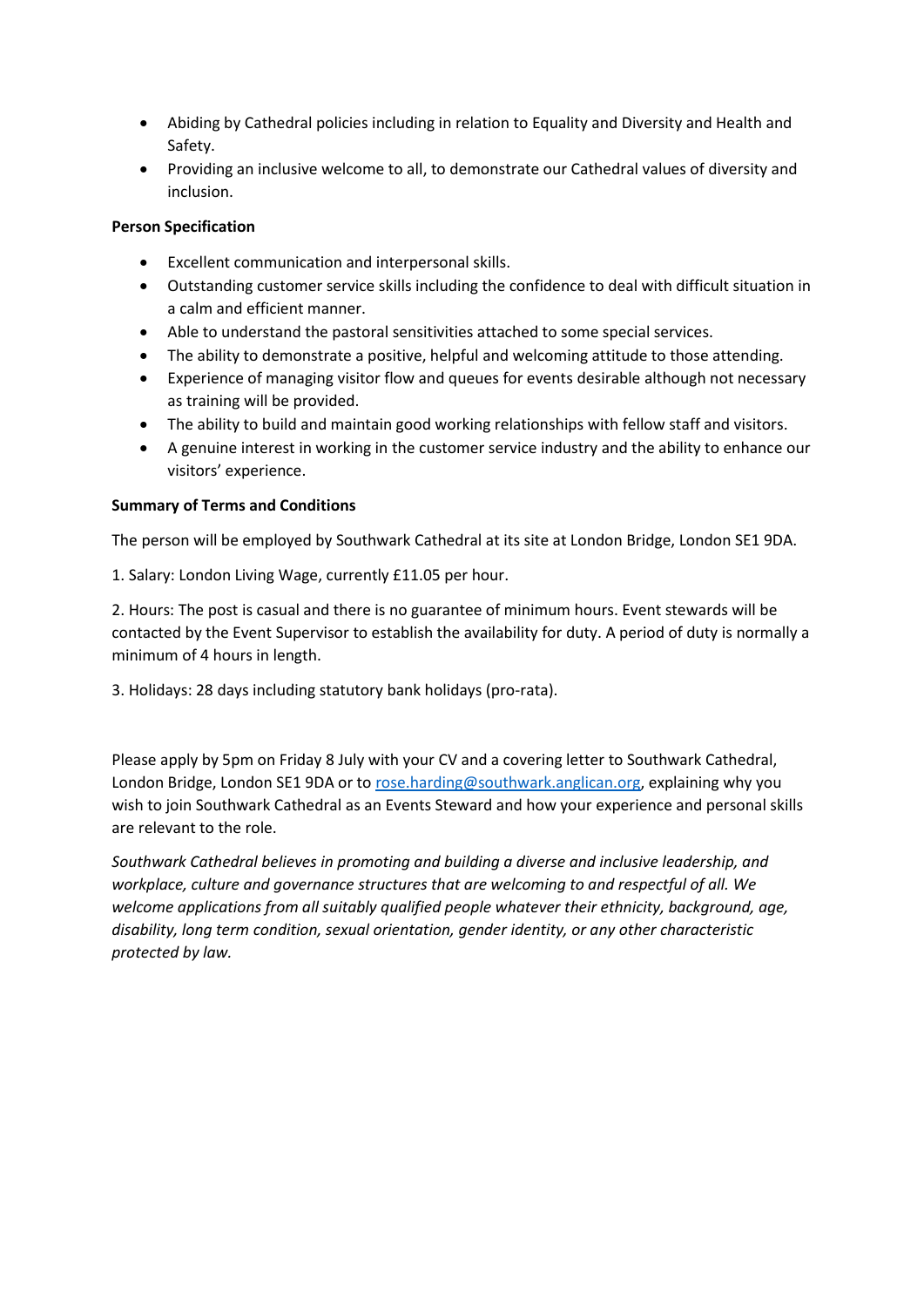- Abiding by Cathedral policies including in relation to Equality and Diversity and Health and Safety.
- Providing an inclusive welcome to all, to demonstrate our Cathedral values of diversity and inclusion.

**Person Specification**

- Excellent communication and interpersonal skills.
- Outstanding customer service skills including the confidence to deal with difficult situation in a calm and efficient manner.
- Able to understand the pastoral sensitivities attached to some special services.
- The ability to demonstrate a positive, helpful and welcoming attitude to those attending.
- Experience of managing visitor flow and queues for events desirable although not necessary as training will be provided.
- The ability to build and maintain good working relationships with fellow staff and visitors.
- A genuine interest in working in the customer service industry and the ability to enhance our visitors' experience.

**Summary of Terms and Conditions**

The person will be employed by Southwark Cathedral at its site at London Bridge, London SE1 9DA.

1. Salary: London Living Wage, currently £11.05 per hour.

2. Hours: The post is casual and there is no guarantee of minimum hours. Event stewards will be contacted by the Event Supervisor to establish the availability for duty. A period of duty is normally a minimum of 4 hours in length.

3. Holidays: 28 days including statutory bank holidays (pro-rata).

Please apply by 5pm on Friday 8 July with your CV and a covering letter to Southwark Cathedral, London Bridge, London SE1 9DA or to rose.harding@southwark.anglican.org, explaining why you wish to join Southwark Cathedral as an Events Steward and how your experience and personal skills are relevant to the role.

*Southwark Cathedral believes in promoting and building a diverse and inclusive leadership, and workplace, culture and governance structures that are welcoming to and respectful of all. We welcome applications from all suitably qualified people whatever their ethnicity, background, age, disability, long term condition, sexual orientation, gender identity, or any other characteristic protected by law.*